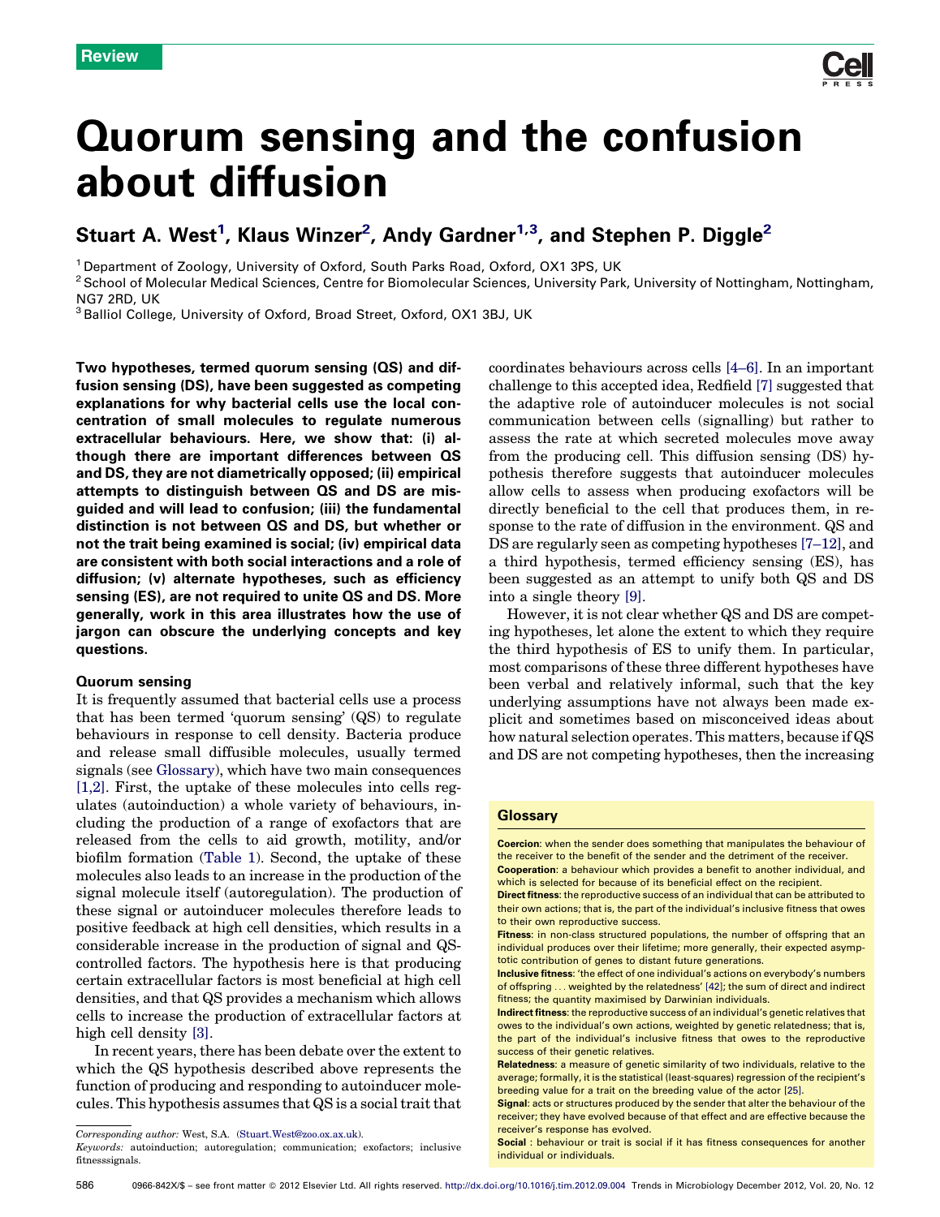Review

# Quorum sensing and the confusion about diffusion

## Stuart A. West[1], Klaus Winzer[2], Andy Gardner[1,3], and Stephen P. Diggle[2]

[1] Department of Zoology, University of Oxford, South Parks Road, Oxford, OX1 3PS, UK
[2] School of Molecular Medical Sciences, Centre for Biomolecular Sciences, University Park, University of Nottingham, Nottingham, NG7 2RD, UK
[3] Balliol College, University of Oxford, Broad Street, Oxford, OX1 3BJ, UK

**Two hypotheses, termed quorum sensing (QS) and diffusion sensing (DS), have been suggested as competing explanations for why bacterial cells use the local concentration of small molecules to regulate numerous extracellular behaviours. Here, we show that: (i) although there are important differences between QS and DS, they are not diametrically opposed; (ii) empirical attempts to distinguish between QS and DS are misguided and will lead to confusion; (iii) the fundamental distinction is not between QS and DS, but whether or not the trait being examined is social; (iv) empirical data are consistent with both social interactions and a role of diffusion; (v) alternate hypotheses, such as efficiency sensing (ES), are not required to unite QS and DS. More generally, work in this area illustrates how the use of jargon can obscure the underlying concepts and key questions.**

### Quorum sensing

It is frequently assumed that bacterial cells use a process that has been termed 'quorum sensing' (QS) to regulate behaviours in response to cell density. Bacteria produce and release small diffusible molecules, usually termed signals (see Glossary), which have two main consequences [1,2]. First, the uptake of these molecules into cells regulates (autoinduction) a whole variety of behaviours, including the production of a range of exofactors that are released from the cells to aid growth, motility, and/or biofilm formation (Table 1). Second, the uptake of these molecules also leads to an increase in the production of the signal molecule itself (autoregulation). The production of these signal or autoinducer molecules therefore leads to positive feedback at high cell densities, which results in a considerable increase in the production of signal and QS-controlled factors. The hypothesis here is that producing certain extracellular factors is most beneficial at high cell densities, and that QS provides a mechanism which allows cells to increase the production of extracellular factors at high cell density [3].

In recent years, there has been debate over the extent to which the QS hypothesis described above represents the function of producing and responding to autoinducer molecules. This hypothesis assumes that QS is a social trait that coordinates behaviours across cells [4–6]. In an important challenge to this accepted idea, Redfield [7] suggested that the adaptive role of autoinducer molecules is not social communication between cells (signalling) but rather to assess the rate at which secreted molecules move away from the producing cell. This diffusion sensing (DS) hypothesis therefore suggests that autoinducer molecules allow cells to assess when producing exofactors will be directly beneficial to the cell that produces them, in response to the rate of diffusion in the environment. QS and DS are regularly seen as competing hypotheses [7–12], and a third hypothesis, termed efficiency sensing (ES), has been suggested as an attempt to unify both QS and DS into a single theory [9].

However, it is not clear whether QS and DS are competing hypotheses, let alone the extent to which they require the third hypothesis of ES to unify them. In particular, most comparisons of these three different hypotheses have been verbal and relatively informal, such that the key underlying assumptions have not always been made explicit and sometimes based on misconceived ideas about how natural selection operates. This matters, because if QS and DS are not competing hypotheses, then the increasing

#### Glossary

**Coercion**: when the sender does something that manipulates the behaviour of the receiver to the benefit of the sender and the detriment of the receiver.
**Cooperation**: a behaviour which provides a benefit to another individual, and which is selected for because of its beneficial effect on the recipient.
**Direct fitness**: the reproductive success of an individual that can be attributed to their own actions; that is, the part of the individual's inclusive fitness that owes to their own reproductive success.
**Fitness**: in non-class structured populations, the number of offspring that an individual produces over their lifetime; more generally, their expected asymptotic contribution of genes to distant future generations.
**Inclusive fitness**: 'the effect of one individual's actions on everybody's numbers of offspring ... weighted by the relatedness' [42]; the sum of direct and indirect fitness; the quantity maximised by Darwinian individuals.
**Indirect fitness**: the reproductive success of an individual's genetic relatives that owes to the individual's own actions, weighted by genetic relatedness; that is, the part of the individual's inclusive fitness that owes to the reproductive success of their genetic relatives.
**Relatedness**: a measure of genetic similarity of two individuals, relative to the average; formally, it is the statistical (least-squares) regression of the recipient's breeding value for a trait on the breeding value of the actor [25].
**Signal**: acts or structures produced by the sender that alter the behaviour of the receiver; they have evolved because of that effect and are effective because the receiver's response has evolved.
**Social** : behaviour or trait is social if it has fitness consequences for another individual or individuals.

*Corresponding author:* West, S.A. (Stuart.West@zoo.ox.ax.uk).
*Keywords:* autoinduction; autoregulation; communication; exofactors; inclusive fitnesssignals.

0966-842X/$ - see front matter © 2012 Elsevier Ltd. All rights reserved. http://dx.doi.org/10.1016/j.tim.2012.09.004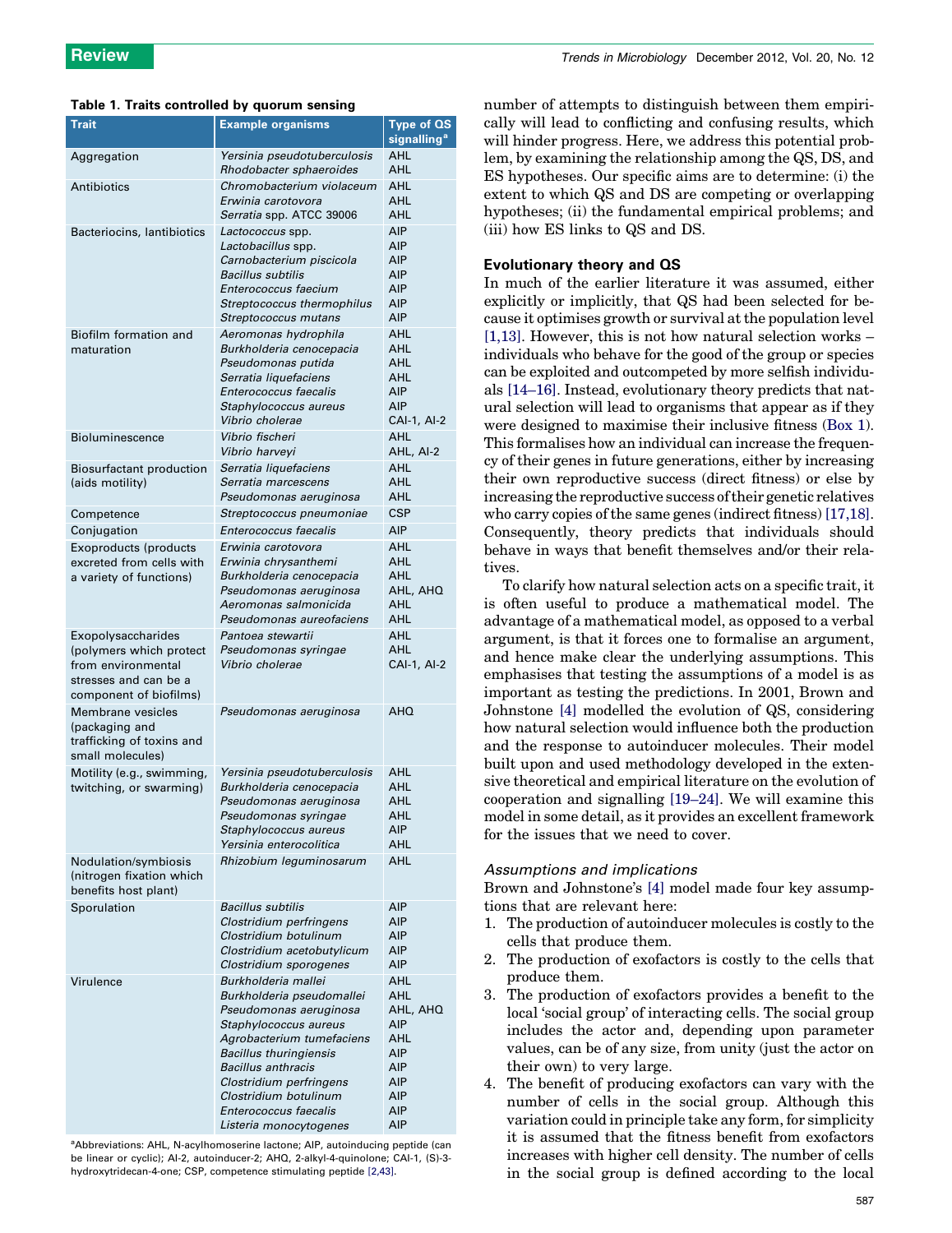**Table 1. Traits controlled by quorum sensing**

| Trait | Example organisms | Type of QS signalling[a] |
|---|---|---|
| Aggregation | *Yersinia pseudotuberculosis* | AHL |
| | *Rhodobacter sphaeroides* | AHL |
| Antibiotics | *Chromobacterium violaceum* | AHL |
| | *Erwinia carotovora* | AHL |
| | *Serratia* spp. ATCC 39006 | AHL |
| Bacteriocins, lantibiotics | *Lactococcus* spp. | AIP |
| | *Lactobacillus* spp. | AIP |
| | *Carnobacterium piscicola* | AIP |
| | *Bacillus subtilis* | AIP |
| | *Enterococcus faecium* | AIP |
| | *Streptococcus thermophilus* | AIP |
| | *Streptococcus mutans* | AIP |
| Biofilm formation and maturation | *Aeromonas hydrophila* | AHL |
| | *Burkholderia cenocepacia* | AHL |
| | *Pseudomonas putida* | AHL |
| | *Serratia liquefaciens* | AHL |
| | *Enterococcus faecalis* | AIP |
| | *Staphylococcus aureus* | AIP |
| | *Vibrio cholerae* | CAI-1, AI-2 |
| Bioluminescence | *Vibrio fischeri* | AHL |
| | *Vibrio harveyi* | AHL, AI-2 |
| Biosurfactant production (aids motility) | *Serratia liquefaciens* | AHL |
| | *Serratia marcescens* | AHL |
| | *Pseudomonas aeruginosa* | AHL |
| Competence | *Streptococcus pneumoniae* | CSP |
| Conjugation | *Enterococcus faecalis* | AIP |
| Exoproducts (products excreted from cells with a variety of functions) | *Erwinia carotovora* | AHL |
| | *Erwinia chrysanthemi* | AHL |
| | *Burkholderia cenocepacia* | AHL |
| | *Pseudomonas aeruginosa* | AHL, AHQ |
| | *Aeromonas salmonicida* | AHL |
| | *Pseudomonas aureofaciens* | AHL |
| Exopolysaccharides (polymers which protect from environmental stresses and can be a component of biofilms) | *Pantoea stewartii* | AHL |
| | *Pseudomonas syringae* | AHL |
| | *Vibrio cholerae* | CAI-1, AI-2 |
| Membrane vesicles (packaging and trafficking of toxins and small molecules) | *Pseudomonas aeruginosa* | AHQ |
| Motility (e.g., swimming, twitching, or swarming) | *Yersinia pseudotuberculosis* | AHL |
| | *Burkholderia cenocepacia* | AHL |
| | *Pseudomonas aeruginosa* | AHL |
| | *Pseudomonas syringae* | AHL |
| | *Staphylococcus aureus* | AIP |
| | *Yersinia enterocolitica* | AHL |
| Nodulation/symbiosis (nitrogen fixation which benefits host plant) | *Rhizobium leguminosarum* | AHL |
| Sporulation | *Bacillus subtilis* | AIP |
| | *Clostridium perfringens* | AIP |
| | *Clostridium botulinum* | AIP |
| | *Clostridium acetobutylicum* | AIP |
| | *Clostridium sporogenes* | AIP |
| Virulence | *Burkholderia mallei* | AHL |
| | *Burkholderia pseudomallei* | AHL |
| | *Pseudomonas aeruginosa* | AHL, AHQ |
| | *Staphylococcus aureus* | AIP |
| | *Agrobacterium tumefaciens* | AHL |
| | *Bacillus thuringiensis* | AIP |
| | *Bacillus anthracis* | AIP |
| | *Clostridium perfringens* | AIP |
| | *Clostridium botulinum* | AIP |
| | *Enterococcus faecalis* | AIP |
| | *Listeria monocytogenes* | AIP |

[a]Abbreviations: AHL, N-acylhomoserine lactone; AIP, autoinducing peptide (can be linear or cyclic); AI-2, autoinducer-2; AHQ, 2-alkyl-4-quinolone; CAI-1, (S)-3-hydroxytridecan-4-one; CSP, competence stimulating peptide [2,43].

number of attempts to distinguish between them empirically will lead to conflicting and confusing results, which will hinder progress. Here, we address this potential problem, by examining the relationship among the QS, DS, and ES hypotheses. Our specific aims are to determine: (i) the extent to which QS and DS are competing or overlapping hypotheses; (ii) the fundamental empirical problems; and (iii) how ES links to QS and DS.

## Evolutionary theory and QS

In much of the earlier literature it was assumed, either explicitly or implicitly, that QS had been selected for because it optimises growth or survival at the population level [1,13]. However, this is not how natural selection works – individuals who behave for the good of the group or species can be exploited and outcompeted by more selfish individuals [14–16]. Instead, evolutionary theory predicts that natural selection will lead to organisms that appear as if they were designed to maximise their inclusive fitness (Box 1). This formalises how an individual can increase the frequency of their genes in future generations, either by increasing their own reproductive success (direct fitness) or else by increasing the reproductive success of their genetic relatives who carry copies of the same genes (indirect fitness) [17,18]. Consequently, theory predicts that individuals should behave in ways that benefit themselves and/or their relatives.

To clarify how natural selection acts on a specific trait, it is often useful to produce a mathematical model. The advantage of a mathematical model, as opposed to a verbal argument, is that it forces one to formalise an argument, and hence make clear the underlying assumptions. This emphasises that testing the assumptions of a model is as important as testing the predictions. In 2001, Brown and Johnstone [4] modelled the evolution of QS, considering how natural selection would influence both the production and the response to autoinducer molecules. Their model built upon and used methodology developed in the extensive theoretical and empirical literature on the evolution of cooperation and signalling [19–24]. We will examine this model in some detail, as it provides an excellent framework for the issues that we need to cover.

### *Assumptions and implications*

Brown and Johnstone's [4] model made four key assumptions that are relevant here:

1. The production of autoinducer molecules is costly to the cells that produce them.
2. The production of exofactors is costly to the cells that produce them.
3. The production of exofactors provides a benefit to the local 'social group' of interacting cells. The social group includes the actor and, depending upon parameter values, can be of any size, from unity (just the actor on their own) to very large.
4. The benefit of producing exofactors can vary with the number of cells in the social group. Although this variation could in principle take any form, for simplicity it is assumed that the fitness benefit from exofactors increases with higher cell density. The number of cells in the social group is defined according to the local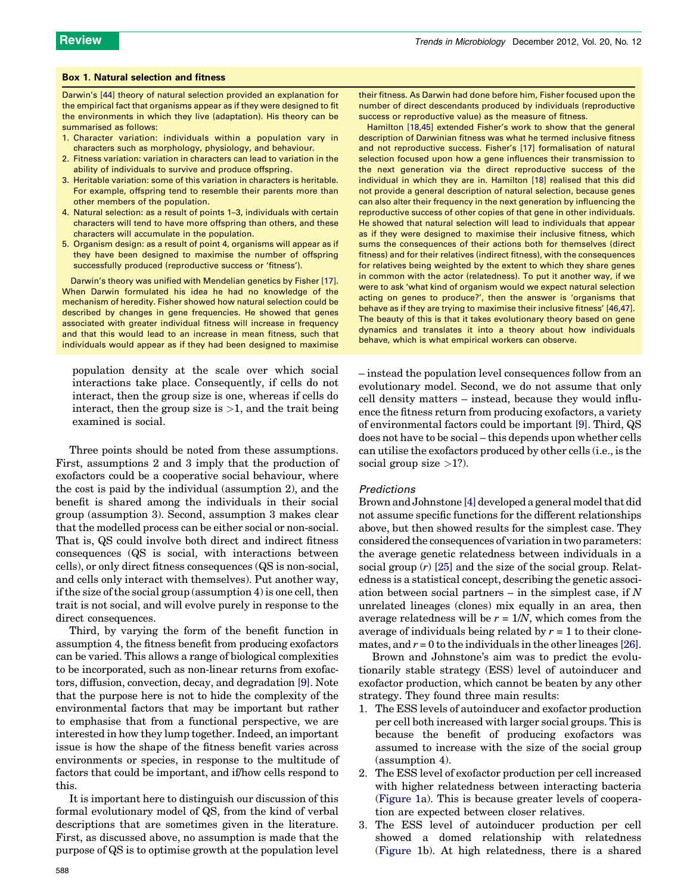### Box 1. Natural selection and fitness

Darwin's [44] theory of natural selection provided an explanation for the empirical fact that organisms appear as if they were designed to fit the environments in which they live (adaptation). His theory can be summarised as follows:

1. Character variation: individuals within a population vary in characters such as morphology, physiology, and behaviour.
2. Fitness variation: variation in characters can lead to variation in the ability of individuals to survive and produce offspring.
3. Heritable variation: some of this variation in characters is heritable. For example, offspring tend to resemble their parents more than other members of the population.
4. Natural selection: as a result of points 1–3, individuals with certain characters will tend to have more offspring than others, and these characters will accumulate in the population.
5. Organism design: as a result of point 4, organisms will appear as if they have been designed to maximise the number of offspring successfully produced (reproductive success or 'fitness').

Darwin's theory was unified with Mendelian genetics by Fisher [17]. When Darwin formulated his idea he had no knowledge of the mechanism of heredity. Fisher showed how natural selection could be described by changes in gene frequencies. He showed that genes associated with greater individual fitness will increase in frequency and that this would lead to an increase in mean fitness, such that individuals would appear as if they had been designed to maximise their fitness. As Darwin had done before him, Fisher focused upon the number of direct descendants produced by individuals (reproductive success or reproductive value) as the measure of fitness.

Hamilton [18,45] extended Fisher's work to show that the general description of Darwinian fitness was what he termed inclusive fitness and not reproductive success. Fisher's [17] formalisation of natural selection focused upon how a gene influences their transmission to the next generation via the direct reproductive success of the individual in which they are in. Hamilton [18] realised that this did not provide a general description of natural selection, because genes can also alter their frequency in the next generation by influencing the reproductive success of other copies of that gene in other individuals. He showed that natural selection will lead to individuals that appear as if they were designed to maximise their inclusive fitness, which sums the consequences of their actions both for themselves (direct fitness) and for their relatives (indirect fitness), with the consequences for relatives being weighted by the extent to which they share genes in common with the actor (relatedness). To put it another way, if we were to ask 'what kind of organism would we expect natural selection acting on genes to produce?', then the answer is 'organisms that behave as if they are trying to maximise their inclusive fitness' [46,47]. The beauty of this is that it takes evolutionary theory based on gene dynamics and translates it into a theory about how individuals behave, which is what empirical workers can observe.

---

population density at the scale over which social interactions take place. Consequently, if cells do not interact, then the group size is one, whereas if cells do interact, then the group size is $>1$, and the trait being examined is social.

Three points should be noted from these assumptions. First, assumptions 2 and 3 imply that the production of exofactors could be a cooperative social behaviour, where the cost is paid by the individual (assumption 2), and the benefit is shared among the individuals in their social group (assumption 3). Second, assumption 3 makes clear that the modelled process can be either social or non-social. That is, QS could involve both direct and indirect fitness consequences (QS is social, with interactions between cells), or only direct fitness consequences (QS is non-social, and cells only interact with themselves). Put another way, if the size of the social group (assumption 4) is one cell, then trait is not social, and will evolve purely in response to the direct consequences.

Third, by varying the form of the benefit function in assumption 4, the fitness benefit from producing exofactors can be varied. This allows a range of biological complexities to be incorporated, such as non-linear returns from exofactors, diffusion, convection, decay, and degradation [9]. Note that the purpose here is not to hide the complexity of the environmental factors that may be important but rather to emphasise that from a functional perspective, we are interested in how they lump together. Indeed, an important issue is how the shape of the fitness benefit varies across environments or species, in response to the multitude of factors that could be important, and if/how cells respond to this.

It is important here to distinguish our discussion of this formal evolutionary model of QS, from the kind of verbal descriptions that are sometimes given in the literature. First, as discussed above, no assumption is made that the purpose of QS is to optimise growth at the population level – instead the population level consequences follow from an evolutionary model. Second, we do not assume that only cell density matters – instead, because they would influence the fitness return from producing exofactors, a variety of environmental factors could be important [9]. Third, QS does not have to be social – this depends upon whether cells can utilise the exofactors produced by other cells (i.e., is the social group size $>1$?).

### Predictions

Brown and Johnstone [4] developed a general model that did not assume specific functions for the different relationships above, but then showed results for the simplest case. They considered the consequences of variation in two parameters: the average genetic relatedness between individuals in a social group ($r$) [25] and the size of the social group. Relatedness is a statistical concept, describing the genetic association between social partners – in the simplest case, if $N$ unrelated lineages (clones) mix equally in an area, then average relatedness will be $r = 1/N$, which comes from the average of individuals being related by $r = 1$ to their clonemates, and $r = 0$ to the individuals in the other lineages [26].

Brown and Johnstone's aim was to predict the evolutionarily stable strategy (ESS) level of autoinducer and exofactor production, which cannot be beaten by any other strategy. They found three main results:

1. The ESS levels of autoinducer and exofactor production per cell both increased with larger social groups. This is because the benefit of producing exofactors was assumed to increase with the size of the social group (assumption 4).
2. The ESS level of exofactor production per cell increased with higher relatedness between interacting bacteria (Figure 1a). This is because greater levels of cooperation are expected between closer relatives.
3. The ESS level of autoinducer production per cell showed a domed relationship with relatedness (Figure 1b). At high relatedness, there is a shared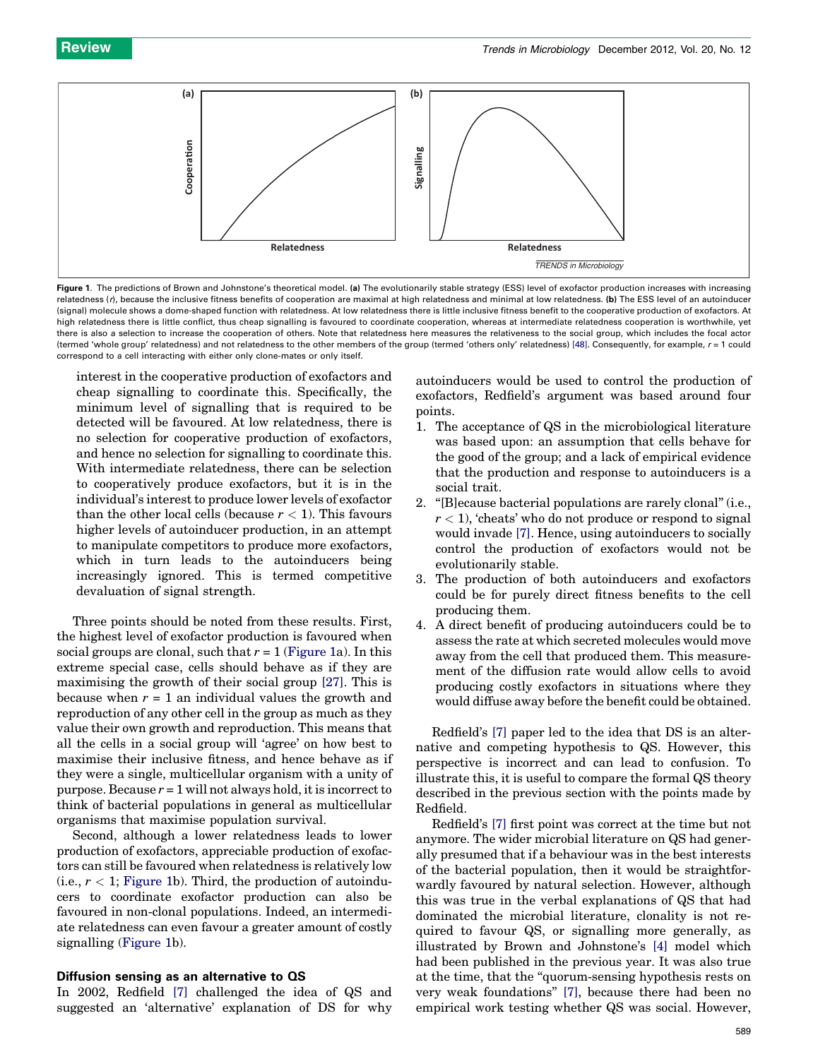(a)

Cooperation

Relatedness

(b)

Signalling

Relatedness

TRENDS in Microbiology

**Figure 1**. The predictions of Brown and Johnstone's theoretical model. **(a)** The evolutionarily stable strategy (ESS) level of exofactor production increases with increasing relatedness ($r$), because the inclusive fitness benefits of cooperation are maximal at high relatedness and minimal at low relatedness. **(b)** The ESS level of an autoinducer (signal) molecule shows a dome-shaped function with relatedness. At low relatedness there is little inclusive fitness benefit to the cooperative production of exofactors. At high relatedness there is little conflict, thus cheap signalling is favoured to coordinate cooperation, whereas at intermediate relatedness cooperation is worthwhile, yet there is also a selection to increase the cooperation of others. Note that relatedness here measures the relativeness to the social group, which includes the focal actor (termed 'whole group' relatedness) and not relatedness to the other members of the group (termed 'others only' relatedness) [48]. Consequently, for example, $r = 1$ could correspond to a cell interacting with either only clone-mates or only itself.

interest in the cooperative production of exofactors and cheap signalling to coordinate this. Specifically, the minimum level of signalling that is required to be detected will be favoured. At low relatedness, there is no selection for cooperative production of exofactors, and hence no selection for signalling to coordinate this. With intermediate relatedness, there can be selection to cooperatively produce exofactors, but it is in the individual's interest to produce lower levels of exofactor than the other local cells (because $r < 1$). This favours higher levels of autoinducer production, in an attempt to manipulate competitors to produce more exofactors, which in turn leads to the autoinducers being increasingly ignored. This is termed competitive devaluation of signal strength.

Three points should be noted from these results. First, the highest level of exofactor production is favoured when social groups are clonal, such that $r = 1$ (Figure 1a). In this extreme special case, cells should behave as if they are maximising the growth of their social group [27]. This is because when $r = 1$ an individual values the growth and reproduction of any other cell in the group as much as they value their own growth and reproduction. This means that all the cells in a social group will 'agree' on how best to maximise their inclusive fitness, and hence behave as if they were a single, multicellular organism with a unity of purpose. Because $r = 1$ will not always hold, it is incorrect to think of bacterial populations in general as multicellular organisms that maximise population survival.

Second, although a lower relatedness leads to lower production of exofactors, appreciable production of exofactors can still be favoured when relatedness is relatively low (i.e., $r < 1$; Figure 1b). Third, the production of autoinducers to coordinate exofactor production can also be favoured in non-clonal populations. Indeed, an intermediate relatedness can even favour a greater amount of costly signalling (Figure 1b).

### Diffusion sensing as an alternative to QS

In 2002, Redfield [7] challenged the idea of QS and suggested an 'alternative' explanation of DS for why autoinducers would be used to control the production of exofactors, Redfield's argument was based around four points.

1. The acceptance of QS in the microbiological literature was based upon: an assumption that cells behave for the good of the group; and a lack of empirical evidence that the production and response to autoinducers is a social trait.
2. "[B]ecause bacterial populations are rarely clonal" (i.e., $r < 1$), 'cheats' who do not produce or respond to signal would invade [7]. Hence, using autoinducers to socially control the production of exofactors would not be evolutionarily stable.
3. The production of both autoinducers and exofactors could be for purely direct fitness benefits to the cell producing them.
4. A direct benefit of producing autoinducers could be to assess the rate at which secreted molecules would move away from the cell that produced them. This measurement of the diffusion rate would allow cells to avoid producing costly exofactors in situations where they would diffuse away before the benefit could be obtained.

Redfield's [7] paper led to the idea that DS is an alternative and competing hypothesis to QS. However, this perspective is incorrect and can lead to confusion. To illustrate this, it is useful to compare the formal QS theory described in the previous section with the points made by Redfield.

Redfield's [7] first point was correct at the time but not anymore. The wider microbial literature on QS had generally presumed that if a behaviour was in the best interests of the bacterial population, then it would be straightforwardly favoured by natural selection. However, although this was true in the verbal explanations of QS that had dominated the microbial literature, clonality is not required to favour QS, or signalling more generally, as illustrated by Brown and Johnstone's [4] model which had been published in the previous year. It was also true at the time, that the "quorum-sensing hypothesis rests on very weak foundations" [7], because there had been no empirical work testing whether QS was social. However,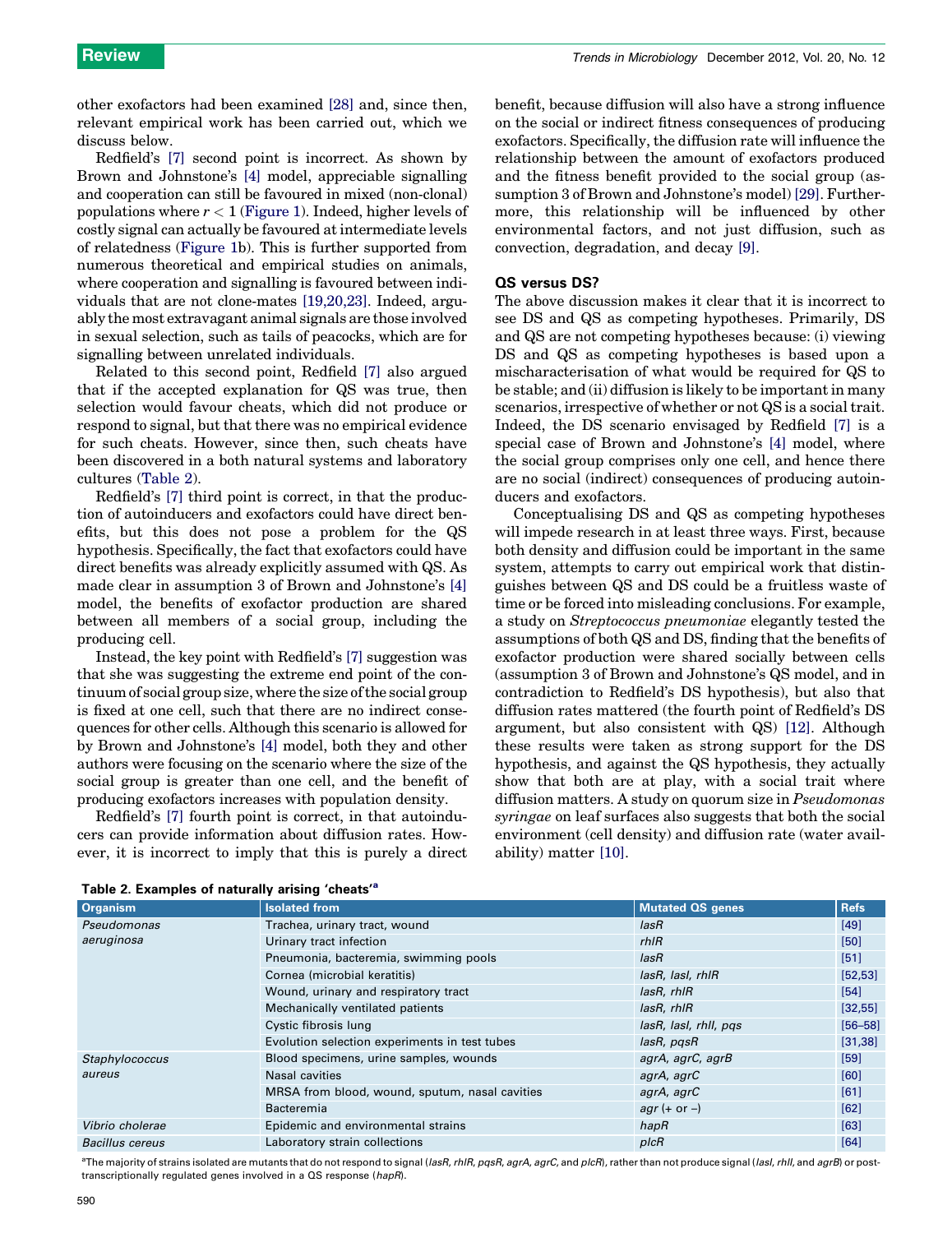other exofactors had been examined [28] and, since then, relevant empirical work has been carried out, which we discuss below.

Redfield's [7] second point is incorrect. As shown by Brown and Johnstone's [4] model, appreciable signalling and cooperation can still be favoured in mixed (non-clonal) populations where $r < 1$ (Figure 1). Indeed, higher levels of costly signal can actually be favoured at intermediate levels of relatedness (Figure 1b). This is further supported from numerous theoretical and empirical studies on animals, where cooperation and signalling is favoured between individuals that are not clone-mates [19,20,23]. Indeed, arguably the most extravagant animal signals are those involved in sexual selection, such as tails of peacocks, which are for signalling between unrelated individuals.

Related to this second point, Redfield [7] also argued that if the accepted explanation for QS was true, then selection would favour cheats, which did not produce or respond to signal, but that there was no empirical evidence for such cheats. However, since then, such cheats have been discovered in a both natural systems and laboratory cultures (Table 2).

Redfield's [7] third point is correct, in that the production of autoinducers and exofactors could have direct benefits, but this does not pose a problem for the QS hypothesis. Specifically, the fact that exofactors could have direct benefits was already explicitly assumed with QS. As made clear in assumption 3 of Brown and Johnstone's [4] model, the benefits of exofactor production are shared between all members of a social group, including the producing cell.

Instead, the key point with Redfield's [7] suggestion was that she was suggesting the extreme end point of the continuum of social group size, where the size of the social group is fixed at one cell, such that there are no indirect consequences for other cells. Although this scenario is allowed for by Brown and Johnstone's [4] model, both they and other authors were focusing on the scenario where the size of the social group is greater than one cell, and the benefit of producing exofactors increases with population density.

Redfield's [7] fourth point is correct, in that autoinducers can provide information about diffusion rates. However, it is incorrect to imply that this is purely a direct benefit, because diffusion will also have a strong influence on the social or indirect fitness consequences of producing exofactors. Specifically, the diffusion rate will influence the relationship between the amount of exofactors produced and the fitness benefit provided to the social group (assumption 3 of Brown and Johnstone's model) [29]. Furthermore, this relationship will be influenced by other environmental factors, and not just diffusion, such as convection, degradation, and decay [9].

## QS versus DS?

The above discussion makes it clear that it is incorrect to see DS and QS as competing hypotheses. Primarily, DS and QS are not competing hypotheses because: (i) viewing DS and QS as competing hypotheses is based upon a mischaracterisation of what would be required for QS to be stable; and (ii) diffusion is likely to be important in many scenarios, irrespective of whether or not QS is a social trait. Indeed, the DS scenario envisaged by Redfield [7] is a special case of Brown and Johnstone's [4] model, where the social group comprises only one cell, and hence there are no social (indirect) consequences of producing autoinducers and exofactors.

Conceptualising DS and QS as competing hypotheses will impede research in at least three ways. First, because both density and diffusion could be important in the same system, attempts to carry out empirical work that distinguishes between QS and DS could be a fruitless waste of time or be forced into misleading conclusions. For example, a study on *Streptococcus pneumoniae* elegantly tested the assumptions of both QS and DS, finding that the benefits of exofactor production were shared socially between cells (assumption 3 of Brown and Johnstone's QS model, and in contradiction to Redfield's DS hypothesis), but also that diffusion rates mattered (the fourth point of Redfield's DS argument, but also consistent with QS) [12]. Although these results were taken as strong support for the DS hypothesis, and against the QS hypothesis, they actually show that both are at play, with a social trait where diffusion matters. A study on quorum size in *Pseudomonas syringae* on leaf surfaces also suggests that both the social environment (cell density) and diffusion rate (water availability) matter [10].

**Table 2. Examples of naturally arising 'cheats'[a]**

| Organism | Isolated from | Mutated QS genes | Refs |
|---|---|---|---|
| *Pseudomonas aeruginosa* | Trachea, urinary tract, wound | *lasR* | [49] |
| | Urinary tract infection | *rhlR* | [50] |
| | Pneumonia, bacteremia, swimming pools | *lasR* | [51] |
| | Cornea (microbial keratitis) | *lasR, lasI, rhlR* | [52,53] |
| | Wound, urinary and respiratory tract | *lasR, rhlR* | [54] |
| | Mechanically ventilated patients | *lasR, rhlR* | [32,55] |
| | Cystic fibrosis lung | *lasR, lasI, rhlI, pqs* | [56–58] |
| | Evolution selection experiments in test tubes | *lasR, pqsR* | [31,38] |
| *Staphylococcus aureus* | Blood specimens, urine samples, wounds | *agrA, agrC, agrB* | [59] |
| | Nasal cavities | *agrA, agrC* | [60] |
| | MRSA from blood, wound, sputum, nasal cavities | *agrA, agrC* | [61] |
| | Bacteremia | *agr* (+ or −) | [62] |
| *Vibrio cholerae* | Epidemic and environmental strains | *hapR* | [63] |
| *Bacillus cereus* | Laboratory strain collections | *plcR* | [64] |

[a]The majority of strains isolated are mutants that do not respond to signal (*lasR, rhlR, pqsR, agrA, agrC,* and *plcR*), rather than not produce signal (*lasI, rhlI,* and *agrB*) or post-transcriptionally regulated genes involved in a QS response (*hapR*).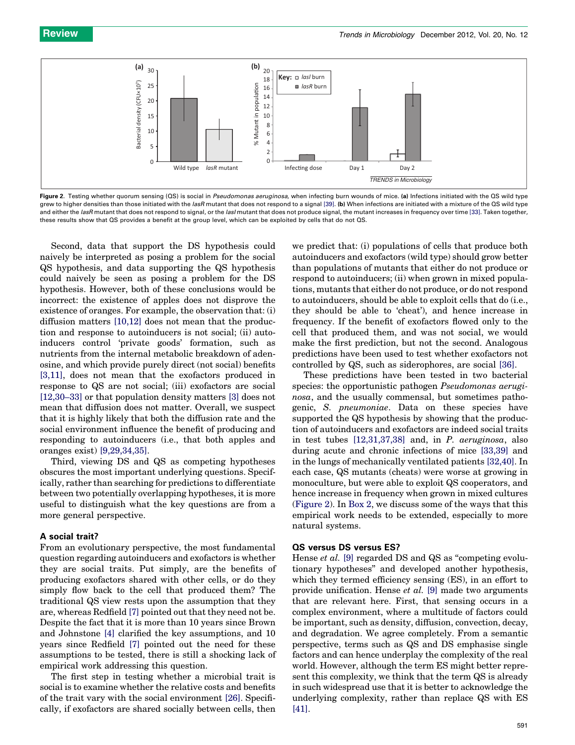Figure 2. Testing whether quorum sensing (QS) is social in *Pseudomonas aeruginosa*, when infecting burn wounds of mice. **(a)** Infections initiated with the QS wild type grew to higher densities than those initiated with the *lasR* mutant that does not respond to a signal [39]. **(b)** When infections are initiated with a mixture of the QS wild type and either the *lasR* mutant that does not respond to signal, or the *lasI* mutant that does not produce signal, the mutant increases in frequency over time [33]. Taken together, these results show that QS provides a benefit at the group level, which can be exploited by cells that do not QS.

Second, data that support the DS hypothesis could naively be interpreted as posing a problem for the social QS hypothesis, and data supporting the QS hypothesis could naively be seen as posing a problem for the DS hypothesis. However, both of these conclusions would be incorrect: the existence of apples does not disprove the existence of oranges. For example, the observation that: (i) diffusion matters [10,12] does not mean that the production and response to autoinducers is not social; (ii) autoinducers control 'private goods' formation, such as nutrients from the internal metabolic breakdown of adenosine, and which provide purely direct (not social) benefits [3,11], does not mean that the exofactors produced in response to QS are not social; (iii) exofactors are social [12,30–33] or that population density matters [3] does not mean that diffusion does not matter. Overall, we suspect that it is highly likely that both the diffusion rate and the social environment influence the benefit of producing and responding to autoinducers (i.e., that both apples and oranges exist) [9,29,34,35].

Third, viewing DS and QS as competing hypotheses obscures the most important underlying questions. Specifically, rather than searching for predictions to differentiate between two potentially overlapping hypotheses, it is more useful to distinguish what the key questions are from a more general perspective.

### A social trait?

From an evolutionary perspective, the most fundamental question regarding autoinducers and exofactors is whether they are social traits. Put simply, are the benefits of producing exofactors shared with other cells, or do they simply flow back to the cell that produced them? The traditional QS view rests upon the assumption that they are, whereas Redfield [7] pointed out that they need not be. Despite the fact that it is more than 10 years since Brown and Johnstone [4] clarified the key assumptions, and 10 years since Redfield [7] pointed out the need for these assumptions to be tested, there is still a shocking lack of empirical work addressing this question.

The first step in testing whether a microbial trait is social is to examine whether the relative costs and benefits of the trait vary with the social environment [26]. Specifically, if exofactors are shared socially between cells, then we predict that: (i) populations of cells that produce both autoinducers and exofactors (wild type) should grow better than populations of mutants that either do not produce or respond to autoinducers; (ii) when grown in mixed populations, mutants that either do not produce, or do not respond to autoinducers, should be able to exploit cells that do (i.e., they should be able to 'cheat'), and hence increase in frequency. If the benefit of exofactors flowed only to the cell that produced them, and was not social, we would make the first prediction, but not the second. Analogous predictions have been used to test whether exofactors not controlled by QS, such as siderophores, are social [36].

These predictions have been tested in two bacterial species: the opportunistic pathogen *Pseudomonas aeruginosa*, and the usually commensal, but sometimes pathogenic, *S. pneumoniae*. Data on these species have supported the QS hypothesis by showing that the production of autoinducers and exofactors are indeed social traits in test tubes [12,31,37,38] and, in *P. aeruginosa*, also during acute and chronic infections of mice [33,39] and in the lungs of mechanically ventilated patients [32,40]. In each case, QS mutants (cheats) were worse at growing in monoculture, but were able to exploit QS cooperators, and hence increase in frequency when grown in mixed cultures (Figure 2). In Box 2, we discuss some of the ways that this empirical work needs to be extended, especially to more natural systems.

### QS versus DS versus ES?

Hense *et al.* [9] regarded DS and QS as "competing evolutionary hypotheses" and developed another hypothesis, which they termed efficiency sensing (ES), in an effort to provide unification. Hense *et al.* [9] made two arguments that are relevant here. First, that sensing occurs in a complex environment, where a multitude of factors could be important, such as density, diffusion, convection, decay, and degradation. We agree completely. From a semantic perspective, terms such as QS and DS emphasise single factors and can hence underplay the complexity of the real world. However, although the term ES might better represent this complexity, we think that the term QS is already in such widespread use that it is better to acknowledge the underlying complexity, rather than replace QS with ES [41].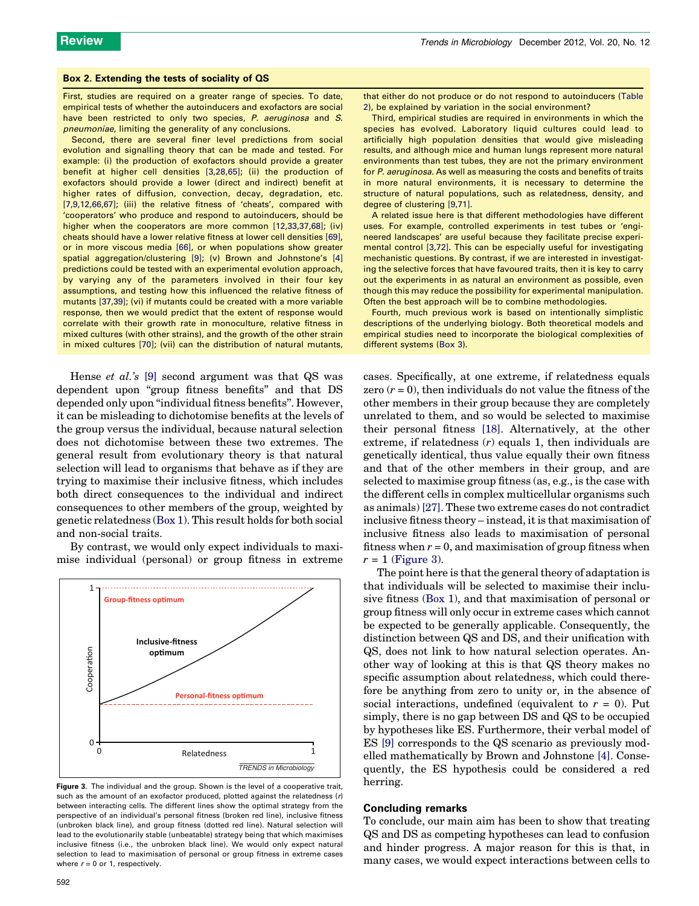### Box 2. Extending the tests of sociality of QS

First, studies are required on a greater range of species. To date, empirical tests of whether the autoinducers and exofactors are social have been restricted to only two species, *P. aeruginosa* and *S. pneumoniae*, limiting the generality of any conclusions.

Second, there are several finer level predictions from social evolution and signalling theory that can be made and tested. For example: (i) the production of exofactors should provide a greater benefit at higher cell densities [3,28,65]; (ii) the production of exofactors should provide a lower (direct and indirect) benefit at higher rates of diffusion, convection, decay, degradation, etc. [7,9,12,66,67]; (iii) the relative fitness of 'cheats', compared with 'cooperators' who produce and respond to autoinducers, should be higher when the cooperators are more common [12,33,37,68]; (iv) cheats should have a lower relative fitness at lower cell densities [69], or in more viscous media [66], or when populations show greater spatial aggregation/clustering [9]; (v) Brown and Johnstone's [4] predictions could be tested with an experimental evolution approach, by varying any of the parameters involved in their four key assumptions, and testing how this influenced the relative fitness of mutants [37,39]; (vi) if mutants could be created with a more variable response, then we would predict that the extent of response would correlate with their growth rate in monoculture, relative fitness in mixed cultures (with other strains), and the growth of the other strain in mixed cultures [70]; (vii) can the distribution of natural mutants, that either do not produce or do not respond to autoinducers (Table 2), be explained by variation in the social environment?

Third, empirical studies are required in environments in which the species has evolved. Laboratory liquid cultures could lead to artificially high population densities that would give misleading results, and although mice and human lungs represent more natural environments than test tubes, they are not the primary environment for *P. aeruginosa*. As well as measuring the costs and benefits of traits in more natural environments, it is necessary to determine the structure of natural populations, such as relatedness, density, and degree of clustering [9,71].

A related issue here is that different methodologies have different uses. For example, controlled experiments in test tubes or 'engineered landscapes' are useful because they facilitate precise experimental control [3,72]. This can be especially useful for investigating mechanistic questions. By contrast, if we are interested in investigating the selective forces that have favoured traits, then it is key to carry out the experiments in as natural an environment as possible, even though this may reduce the possibility for experimental manipulation. Often the best approach will be to combine methodologies.

Fourth, much previous work is based on intentionally simplistic descriptions of the underlying biology. Both theoretical models and empirical studies need to incorporate the biological complexities of different systems (Box 3).

Hense *et al.'s* [9] second argument was that QS was dependent upon "group fitness benefits" and that DS depended only upon "individual fitness benefits". However, it can be misleading to dichotomise benefits at the levels of the group versus the individual, because natural selection does not dichotomise between these two extremes. The general result from evolutionary theory is that natural selection will lead to organisms that behave as if they are trying to maximise their inclusive fitness, which includes both direct consequences to the individual and indirect consequences to other members of the group, weighted by genetic relatedness (Box 1). This result holds for both social and non-social traits.

By contrast, we would only expect individuals to maximise individual (personal) or group fitness in extreme cases. Specifically, at one extreme, if relatedness equals zero ($r = 0$), then individuals do not value the fitness of the other members in their group because they are completely unrelated to them, and so would be selected to maximise their personal fitness [18]. Alternatively, at the other extreme, if relatedness ($r$) equals 1, then individuals are genetically identical, thus value equally their own fitness and that of the other members in their group, and are selected to maximise group fitness (as, e.g., is the case with the different cells in complex multicellular organisms such as animals) [27]. These two extreme cases do not contradict inclusive fitness theory – instead, it is that maximisation of inclusive fitness also leads to maximisation of personal fitness when $r = 0$, and maximisation of group fitness when $r = 1$ (Figure 3).

Group-fitness optimum
Inclusive-fitness optimum
Personal-fitness optimum
Cooperation
Relatedness
1
0
0
1
TRENDS in Microbiology

**Figure 3.** The individual and the group. Shown is the level of a cooperative trait, such as the amount of an exofactor produced, plotted against the relatedness ($r$) between interacting cells. The different lines show the optimal strategy from the perspective of an individual's personal fitness (broken red line), inclusive fitness (unbroken black line), and group fitness (dotted red line). Natural selection will lead to the evolutionarily stable (unbeatable) strategy being that which maximises inclusive fitness (i.e., the unbroken black line). We would only expect natural selection to lead to maximisation of personal or group fitness in extreme cases where $r = 0$ or 1, respectively.

The point here is that the general theory of adaptation is that individuals will be selected to maximise their inclusive fitness (Box 1), and that maximisation of personal or group fitness will only occur in extreme cases which cannot be expected to be generally applicable. Consequently, the distinction between QS and DS, and their unification with QS, does not link to how natural selection operates. Another way of looking at this is that QS theory makes no specific assumption about relatedness, which could therefore be anything from zero to unity or, in the absence of social interactions, undefined (equivalent to $r = 0$). Put simply, there is no gap between DS and QS to be occupied by hypotheses like ES. Furthermore, their verbal model of ES [9] corresponds to the QS scenario as previously modelled mathematically by Brown and Johnstone [4]. Consequently, the ES hypothesis could be considered a red herring.

## Concluding remarks

To conclude, our main aim has been to show that treating QS and DS as competing hypotheses can lead to confusion and hinder progress. A major reason for this is that, in many cases, we would expect interactions between cells to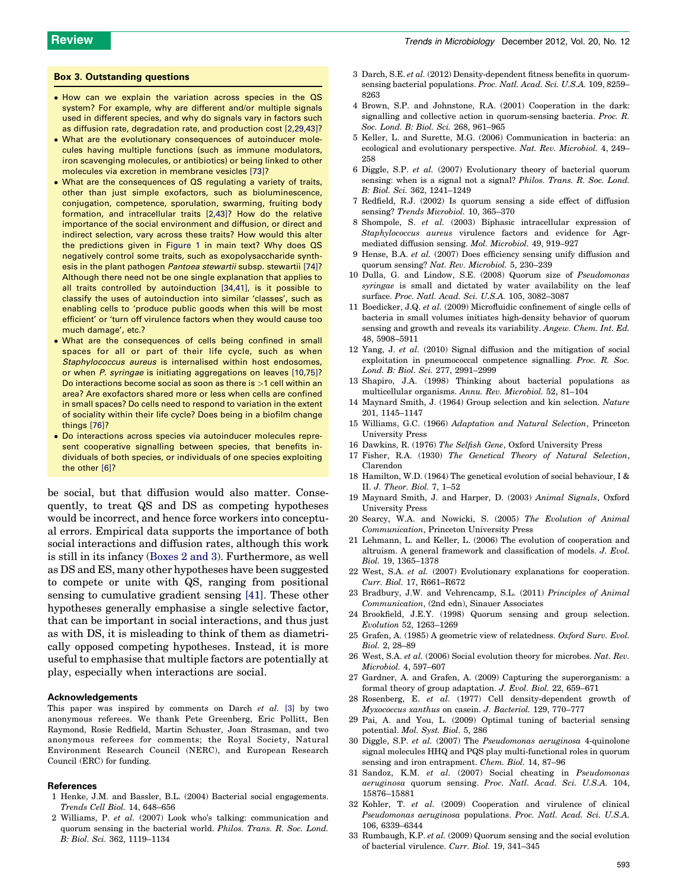### Box 3. Outstanding questions

- How can we explain the variation across species in the QS system? For example, why are different and/or multiple signals used in different species, and why do signals vary in factors such as diffusion rate, degradation rate, and production cost [2,29,43]?
- What are the evolutionary consequences of autoinducer molecules having multiple functions (such as immune modulators, iron scavenging molecules, or antibiotics) or being linked to other molecules via excretion in membrane vesicles [73]?
- What are the consequences of QS regulating a variety of traits, other than just simple exofactors, such as bioluminescence, conjugation, competence, sporulation, swarming, fruiting body formation, and intracellular traits [2,43]? How do the relative importance of the social environment and diffusion, or direct and indirect selection, vary across these traits? How would this alter the predictions given in Figure 1 in main text? Why does QS negatively control some traits, such as exopolysaccharide synthesis in the plant pathogen *Pantoea stewartii* subsp. stewartii [74]? Although there need not be one single explanation that applies to all traits controlled by autoinduction [34,41], is it possible to classify the uses of autoinduction into similar 'classes', such as enabling cells to 'produce public goods when this will be most efficient' or 'turn off virulence factors when they would cause too much damage', etc.?
- What are the consequences of cells being confined in small spaces for all or part of their life cycle, such as when *Staphylococcus aureus* is internalised within host endosomes, or when *P. syringae* is initiating aggregations on leaves [10,75]? Do interactions become social as soon as there is >1 cell within an area? Are exofactors shared more or less when cells are confined in small spaces? Do cells need to respond to variation in the extent of sociality within their life cycle? Does being in a biofilm change things [76]?
- Do interactions across species via autoinducer molecules represent cooperative signalling between species, that benefits individuals of both species, or individuals of one species exploiting the other [6]?

be social, but that diffusion would also matter. Consequently, to treat QS and DS as competing hypotheses would be incorrect, and hence force workers into conceptual errors. Empirical data supports the importance of both social interactions and diffusion rates, although this work is still in its infancy (Boxes 2 and 3). Furthermore, as well as DS and ES, many other hypotheses have been suggested to compete or unite with QS, ranging from positional sensing to cumulative gradient sensing [41]. These other hypotheses generally emphasise a single selective factor, that can be important in social interactions, and thus just as with DS, it is misleading to think of them as diametrically opposed competing hypotheses. Instead, it is more useful to emphasise that multiple factors are potentially at play, especially when interactions are social.

#### Acknowledgements

This paper was inspired by comments on Darch *et al.* [3] by two anonymous referees. We thank Pete Greenberg, Eric Pollitt, Ben Raymond, Rosie Redfield, Martin Schuster, Joan Strasman, and two anonymous referees for comments; the Royal Society, Natural Environment Research Council (NERC), and European Research Council (ERC) for funding.

#### References

1 Henke, J.M. and Bassler, B.L. (2004) Bacterial social engagements. *Trends Cell Biol.* 14, 648–656

2 Williams, P. *et al.* (2007) Look who's talking: communication and quorum sensing in the bacterial world. *Philos. Trans. R. Soc. Lond. B: Biol. Sci.* 362, 1119–1134

3 Darch, S.E. *et al.* (2012) Density-dependent fitness benefits in quorum-sensing bacterial populations. *Proc. Natl. Acad. Sci. U.S.A.* 109, 8259–8263

4 Brown, S.P. and Johnstone, R.A. (2001) Cooperation in the dark: signalling and collective action in quorum-sensing bacteria. *Proc. R. Soc. Lond. B: Biol. Sci.* 268, 961–965

5 Keller, L. and Surette, M.G. (2006) Communication in bacteria: an ecological and evolutionary perspective. *Nat. Rev. Microbiol.* 4, 249–258

6 Diggle, S.P. *et al.* (2007) Evolutionary theory of bacterial quorum sensing: when is a signal not a signal? *Philos. Trans. R. Soc. Lond. B: Biol. Sci.* 362, 1241–1249

7 Redfield, R.J. (2002) Is quorum sensing a side effect of diffusion sensing? *Trends Microbiol.* 10, 365–370

8 Shompole, S. *et al.* (2003) Biphasic intracellular expression of *Staphylococcus aureus* virulence factors and evidence for Agr-mediated diffusion sensing. *Mol. Microbiol.* 49, 919–927

9 Hense, B.A. *et al.* (2007) Does efficiency sensing unify diffusion and quorum sensing? *Nat. Rev. Microbiol.* 5, 230–239

10 Dulla, G. and Lindow, S.E. (2008) Quorum size of *Pseudomonas syringae* is small and dictated by water availability on the leaf surface. *Proc. Natl. Acad. Sci. U.S.A.* 105, 3082–3087

11 Boedicker, J.Q. *et al.* (2009) Microfluidic confinement of single cells of bacteria in small volumes initiates high-density behavior of quorum sensing and growth and reveals its variability. *Angew. Chem. Int. Ed.* 48, 5908–5911

12 Yang, J. *et al.* (2010) Signal diffusion and the mitigation of social exploitation in pneumococcal competence signalling. *Proc. R. Soc. Lond. B: Biol. Sci.* 277, 2991–2999

13 Shapiro, J.A. (1998) Thinking about bacterial populations as multicellular organisms. *Annu. Rev. Microbiol.* 52, 81–104

14 Maynard Smith, J. (1964) Group selection and kin selection. *Nature* 201, 1145–1147

15 Williams, G.C. (1966) *Adaptation and Natural Selection*, Princeton University Press

16 Dawkins, R. (1976) *The Selfish Gene*, Oxford University Press

17 Fisher, R.A. (1930) *The Genetical Theory of Natural Selection*, Clarendon

18 Hamilton, W.D. (1964) The genetical evolution of social behaviour, I & II. *J. Theor. Biol.* 7, 1–52

19 Maynard Smith, J. and Harper, D. (2003) *Animal Signals*, Oxford University Press

20 Searcy, W.A. and Nowicki, S. (2005) *The Evolution of Animal Communication*, Princeton University Press

21 Lehmann, L. and Keller, L. (2006) The evolution of cooperation and altruism. A general framework and classification of models. *J. Evol. Biol.* 19, 1365–1378

22 West, S.A. *et al.* (2007) Evolutionary explanations for cooperation. *Curr. Biol.* 17, R661–R672

23 Bradbury, J.W. and Vehrencamp, S.L. (2011) *Principles of Animal Communication*, (2nd edn), Sinauer Associates

24 Brookfield, J.E.Y. (1998) Quorum sensing and group selection. *Evolution* 52, 1263–1269

25 Grafen, A. (1985) A geometric view of relatedness. *Oxford Surv. Evol. Biol.* 2, 28–89

26 West, S.A. *et al.* (2006) Social evolution theory for microbes. *Nat. Rev. Microbiol.* 4, 597–607

27 Gardner, A. and Grafen, A. (2009) Capturing the superorganism: a formal theory of group adaptation. *J. Evol. Biol.* 22, 659–671

28 Rosenberg, E. *et al.* (1977) Cell density-dependent growth of *Myxococcus xanthus* on casein. *J. Bacteriol.* 129, 770–777

29 Pai, A. and You, L. (2009) Optimal tuning of bacterial sensing potential. *Mol. Syst. Biol.* 5, 286

30 Diggle, S.P. *et al.* (2007) The *Pseudomonas aeruginosa* 4-quinolone signal molecules HHQ and PQS play multi-functional roles in quorum sensing and iron entrapment. *Chem. Biol.* 14, 87–96

31 Sandoz, K.M. *et al.* (2007) Social cheating in *Pseudomonas aeruginosa* quorum sensing. *Proc. Natl. Acad. Sci. U.S.A.* 104, 15876–15881

32 Kohler, T. *et al.* (2009) Cooperation and virulence of clinical *Pseudomonas aeruginosa* populations. *Proc. Natl. Acad. Sci. U.S.A.* 106, 6339–6344

33 Rumbaugh, K.P. *et al.* (2009) Quorum sensing and the social evolution of bacterial virulence. *Curr. Biol.* 19, 341–345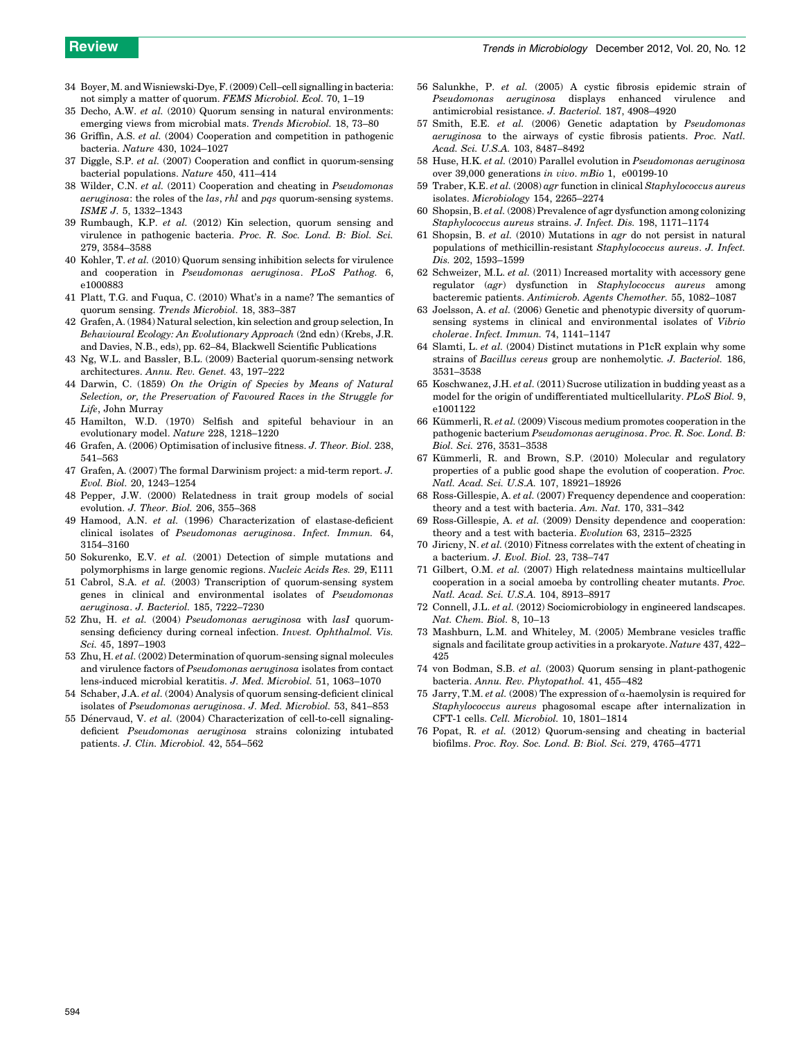34 Boyer, M. and Wisniewski-Dye, F. (2009) Cell–cell signalling in bacteria: not simply a matter of quorum. *FEMS Microbiol. Ecol.* 70, 1–19

35 Decho, A.W. *et al.* (2010) Quorum sensing in natural environments: emerging views from microbial mats. *Trends Microbiol.* 18, 73–80

36 Griffin, A.S. *et al.* (2004) Cooperation and competition in pathogenic bacteria. *Nature* 430, 1024–1027

37 Diggle, S.P. *et al.* (2007) Cooperation and conflict in quorum-sensing bacterial populations. *Nature* 450, 411–414

38 Wilder, C.N. *et al.* (2011) Cooperation and cheating in *Pseudomonas aeruginosa*: the roles of the *las*, *rhl* and *pqs* quorum-sensing systems. *ISME J.* 5, 1332–1343

39 Rumbaugh, K.P. *et al.* (2012) Kin selection, quorum sensing and virulence in pathogenic bacteria. *Proc. R. Soc. Lond. B: Biol. Sci.* 279, 3584–3588

40 Kohler, T. *et al.* (2010) Quorum sensing inhibition selects for virulence and cooperation in *Pseudomonas aeruginosa*. *PLoS Pathog.* 6, e1000883

41 Platt, T.G. and Fuqua, C. (2010) What's in a name? The semantics of quorum sensing. *Trends Microbiol.* 18, 383–387

42 Grafen, A. (1984) Natural selection, kin selection and group selection, In *Behavioural Ecology: An Evolutionary Approach* (2nd edn) (Krebs, J.R. and Davies, N.B., eds), pp. 62–84, Blackwell Scientific Publications

43 Ng, W.L. and Bassler, B.L. (2009) Bacterial quorum-sensing network architectures. *Annu. Rev. Genet.* 43, 197–222

44 Darwin, C. (1859) *On the Origin of Species by Means of Natural Selection, or, the Preservation of Favoured Races in the Struggle for Life*, John Murray

45 Hamilton, W.D. (1970) Selfish and spiteful behaviour in an evolutionary model. *Nature* 228, 1218–1220

46 Grafen, A. (2006) Optimisation of inclusive fitness. *J. Theor. Biol.* 238, 541–563

47 Grafen, A. (2007) The formal Darwinism project: a mid-term report. *J. Evol. Biol.* 20, 1243–1254

48 Pepper, J.W. (2000) Relatedness in trait group models of social evolution. *J. Theor. Biol.* 206, 355–368

49 Hamood, A.N. *et al.* (1996) Characterization of elastase-deficient clinical isolates of *Pseudomonas aeruginosa*. *Infect. Immun.* 64, 3154–3160

50 Sokurenko, E.V. *et al.* (2001) Detection of simple mutations and polymorphisms in large genomic regions. *Nucleic Acids Res.* 29, E111

51 Cabrol, S.A. *et al.* (2003) Transcription of quorum-sensing system genes in clinical and environmental isolates of *Pseudomonas aeruginosa*. *J. Bacteriol.* 185, 7222–7230

52 Zhu, H. *et al.* (2004) *Pseudomonas aeruginosa* with *lasI* quorum-sensing deficiency during corneal infection. *Invest. Ophthalmol. Vis. Sci.* 45, 1897–1903

53 Zhu, H. *et al.* (2002) Determination of quorum-sensing signal molecules and virulence factors of *Pseudomonas aeruginosa* isolates from contact lens-induced microbial keratitis. *J. Med. Microbiol.* 51, 1063–1070

54 Schaber, J.A. *et al.* (2004) Analysis of quorum sensing-deficient clinical isolates of *Pseudomonas aeruginosa*. *J. Med. Microbiol.* 53, 841–853

55 Dénervaud, V. *et al.* (2004) Characterization of cell-to-cell signaling-deficient *Pseudomonas aeruginosa* strains colonizing intubated patients. *J. Clin. Microbiol.* 42, 554–562

56 Salunkhe, P. *et al.* (2005) A cystic fibrosis epidemic strain of *Pseudomonas aeruginosa* displays enhanced virulence and antimicrobial resistance. *J. Bacteriol.* 187, 4908–4920

57 Smith, E.E. *et al.* (2006) Genetic adaptation by *Pseudomonas aeruginosa* to the airways of cystic fibrosis patients. *Proc. Natl. Acad. Sci. U.S.A.* 103, 8487–8492

58 Huse, H.K. *et al.* (2010) Parallel evolution in *Pseudomonas aeruginosa* over 39,000 generations *in vivo*. *mBio* 1, e00199-10

59 Traber, K.E. *et al.* (2008) *agr* function in clinical *Staphylococcus aureus* isolates. *Microbiology* 154, 2265–2274

60 Shopsin, B. *et al.* (2008) Prevalence of agr dysfunction among colonizing *Staphylococcus aureus* strains. *J. Infect. Dis.* 198, 1171–1174

61 Shopsin, B. *et al.* (2010) Mutations in *agr* do not persist in natural populations of methicillin-resistant *Staphylococcus aureus*. *J. Infect. Dis.* 202, 1593–1599

62 Schweizer, M.L. *et al.* (2011) Increased mortality with accessory gene regulator (*agr*) dysfunction in *Staphylococcus aureus* among bacteremic patients. *Antimicrob. Agents Chemother.* 55, 1082–1087

63 Joelsson, A. *et al.* (2006) Genetic and phenotypic diversity of quorum-sensing systems in clinical and environmental isolates of *Vibrio cholerae*. *Infect. Immun.* 74, 1141–1147

64 Slamti, L. *et al.* (2004) Distinct mutations in P1cR explain why some strains of *Bacillus cereus* group are nonhemolytic. *J. Bacteriol.* 186, 3531–3538

65 Koschwanez, J.H. *et al.* (2011) Sucrose utilization in budding yeast as a model for the origin of undifferentiated multicellularity. *PLoS Biol.* 9, e1001122

66 Kümmerli, R. *et al.* (2009) Viscous medium promotes cooperation in the pathogenic bacterium *Pseudomonas aeruginosa*. *Proc. R. Soc. Lond. B: Biol. Sci.* 276, 3531–3538

67 Kümmerli, R. and Brown, S.P. (2010) Molecular and regulatory properties of a public good shape the evolution of cooperation. *Proc. Natl. Acad. Sci. U.S.A.* 107, 18921–18926

68 Ross-Gillespie, A. *et al.* (2007) Frequency dependence and cooperation: theory and a test with bacteria. *Am. Nat.* 170, 331–342

69 Ross-Gillespie, A. *et al.* (2009) Density dependence and cooperation: theory and a test with bacteria. *Evolution* 63, 2315–2325

70 Jiricny, N. *et al.* (2010) Fitness correlates with the extent of cheating in a bacterium. *J. Evol. Biol.* 23, 738–747

71 Gilbert, O.M. *et al.* (2007) High relatedness maintains multicellular cooperation in a social amoeba by controlling cheater mutants. *Proc. Natl. Acad. Sci. U.S.A.* 104, 8913–8917

72 Connell, J.L. *et al.* (2012) Sociomicrobiology in engineered landscapes. *Nat. Chem. Biol.* 8, 10–13

73 Mashburn, L.M. and Whiteley, M. (2005) Membrane vesicles traffic signals and facilitate group activities in a prokaryote. *Nature* 437, 422–425

74 von Bodman, S.B. *et al.* (2003) Quorum sensing in plant-pathogenic bacteria. *Annu. Rev. Phytopathol.* 41, 455–482

75 Jarry, T.M. *et al.* (2008) The expression of α-haemolysin is required for *Staphylococcus aureus* phagosomal escape after internalization in CFT-1 cells. *Cell. Microbiol.* 10, 1801–1814

76 Popat, R. *et al.* (2012) Quorum-sensing and cheating in bacterial biofilms. *Proc. Roy. Soc. Lond. B: Biol. Sci.* 279, 4765–4771